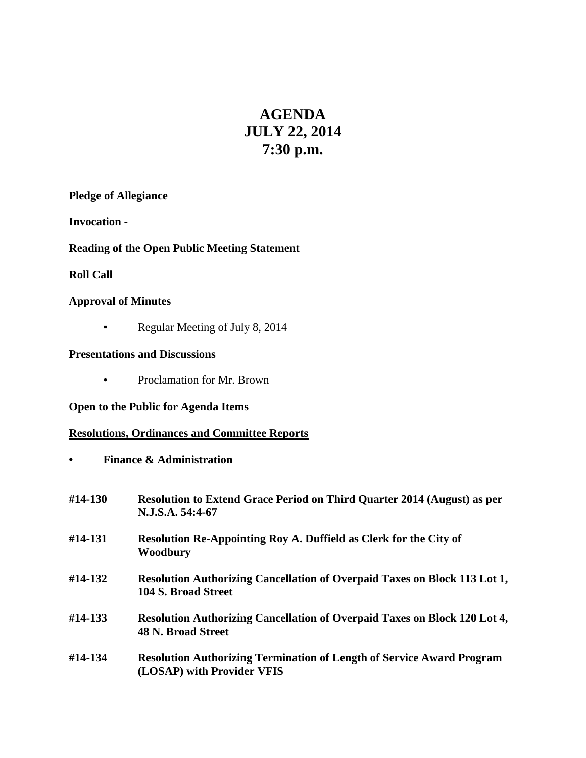# AGENDA
# JULY 22, 2014
# 7:30 p.m.

**Pledge of Allegiance**

**Invocation** -

**Reading of the Open Public Meeting Statement**

**Roll Call**

**Approval of Minutes**

- Regular Meeting of July 8, 2014

**Presentations and Discussions**

- Proclamation for Mr. Brown

**Open to the Public for Agenda Items**

**Resolutions, Ordinances and Committee Reports**

- **Finance & Administration**

| | |
|---|---|
| **#14-130** | **Resolution to Extend Grace Period on Third Quarter 2014 (August) as per N.J.S.A. 54:4-67** |
| **#14-131** | **Resolution Re-Appointing Roy A. Duffield as Clerk for the City of Woodbury** |
| **#14-132** | **Resolution Authorizing Cancellation of Overpaid Taxes on Block 113 Lot 1, 104 S. Broad Street** |
| **#14-133** | **Resolution Authorizing Cancellation of Overpaid Taxes on Block 120 Lot 4, 48 N. Broad Street** |
| **#14-134** | **Resolution Authorizing Termination of Length of Service Award Program (LOSAP) with Provider VFIS** |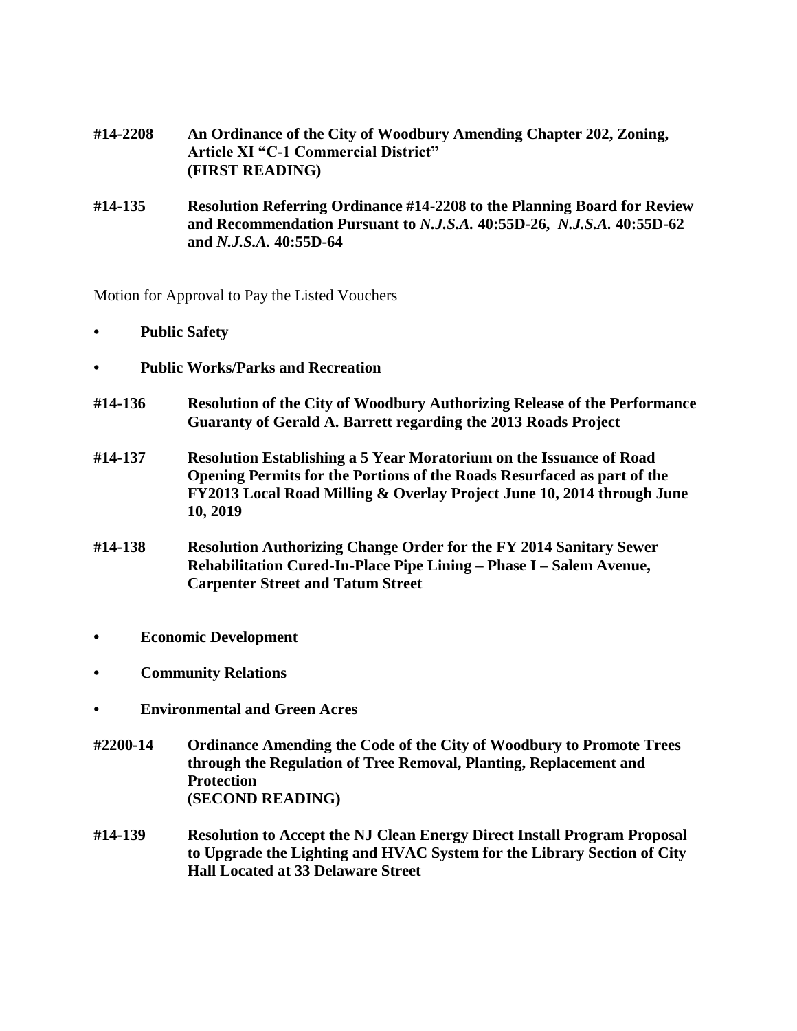**#14-2208** **An Ordinance of the City of Woodbury Amending Chapter 202, Zoning, Article XI "C-1 Commercial District" (FIRST READING)**

**#14-135** **Resolution Referring Ordinance #14-2208 to the Planning Board for Review and Recommendation Pursuant to *N.J.S.A.* 40:55D-26, *N.J.S.A.* 40:55D-62 and *N.J.S.A.* 40:55D-64**

Motion for Approval to Pay the Listed Vouchers

- **Public Safety**
- **Public Works/Parks and Recreation**

**#14-136** **Resolution of the City of Woodbury Authorizing Release of the Performance Guaranty of Gerald A. Barrett regarding the 2013 Roads Project**

**#14-137** **Resolution Establishing a 5 Year Moratorium on the Issuance of Road Opening Permits for the Portions of the Roads Resurfaced as part of the FY2013 Local Road Milling & Overlay Project June 10, 2014 through June 10, 2019**

**#14-138** **Resolution Authorizing Change Order for the FY 2014 Sanitary Sewer Rehabilitation Cured-In-Place Pipe Lining – Phase I – Salem Avenue, Carpenter Street and Tatum Street**

- **Economic Development**
- **Community Relations**
- **Environmental and Green Acres**

**#2200-14** **Ordinance Amending the Code of the City of Woodbury to Promote Trees through the Regulation of Tree Removal, Planting, Replacement and Protection (SECOND READING)**

**#14-139** **Resolution to Accept the NJ Clean Energy Direct Install Program Proposal to Upgrade the Lighting and HVAC System for the Library Section of City Hall Located at 33 Delaware Street**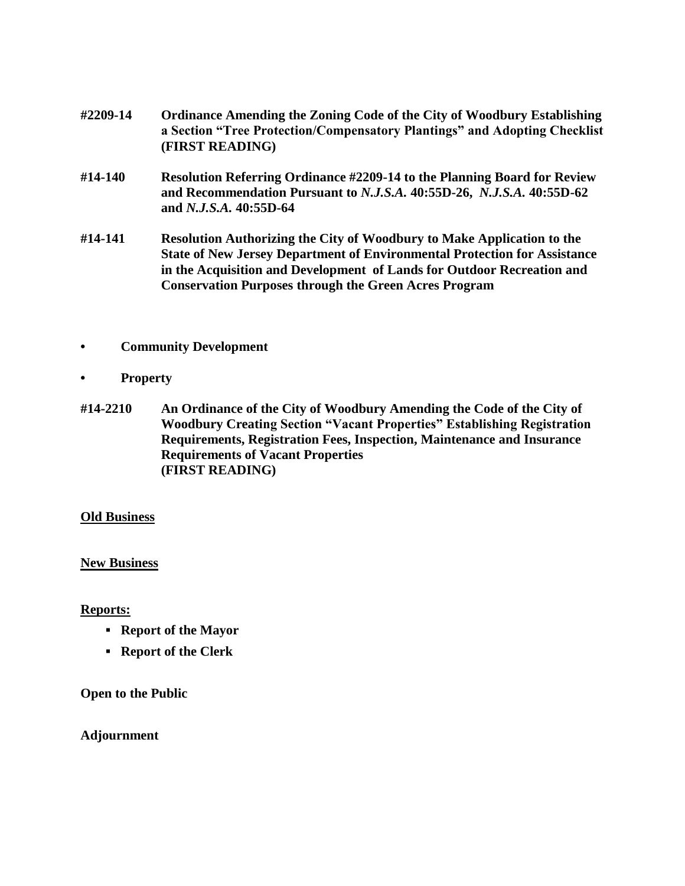**#2209-14** **Ordinance Amending the Zoning Code of the City of Woodbury Establishing a Section "Tree Protection/Compensatory Plantings" and Adopting Checklist (FIRST READING)**

**#14-140** **Resolution Referring Ordinance #2209-14 to the Planning Board for Review and Recommendation Pursuant to *N.J.S.A.* 40:55D-26, *N.J.S.A.* 40:55D-62 and *N.J.S.A.* 40:55D-64**

**#14-141** **Resolution Authorizing the City of Woodbury to Make Application to the State of New Jersey Department of Environmental Protection for Assistance in the Acquisition and Development of Lands for Outdoor Recreation and Conservation Purposes through the Green Acres Program**

- **Community Development**
- **Property**

**#14-2210** **An Ordinance of the City of Woodbury Amending the Code of the City of Woodbury Creating Section "Vacant Properties" Establishing Registration Requirements, Registration Fees, Inspection, Maintenance and Insurance Requirements of Vacant Properties (FIRST READING)**

**Old Business**

**New Business**

**Reports:**

- **Report of the Mayor**
- **Report of the Clerk**

**Open to the Public**

**Adjournment**